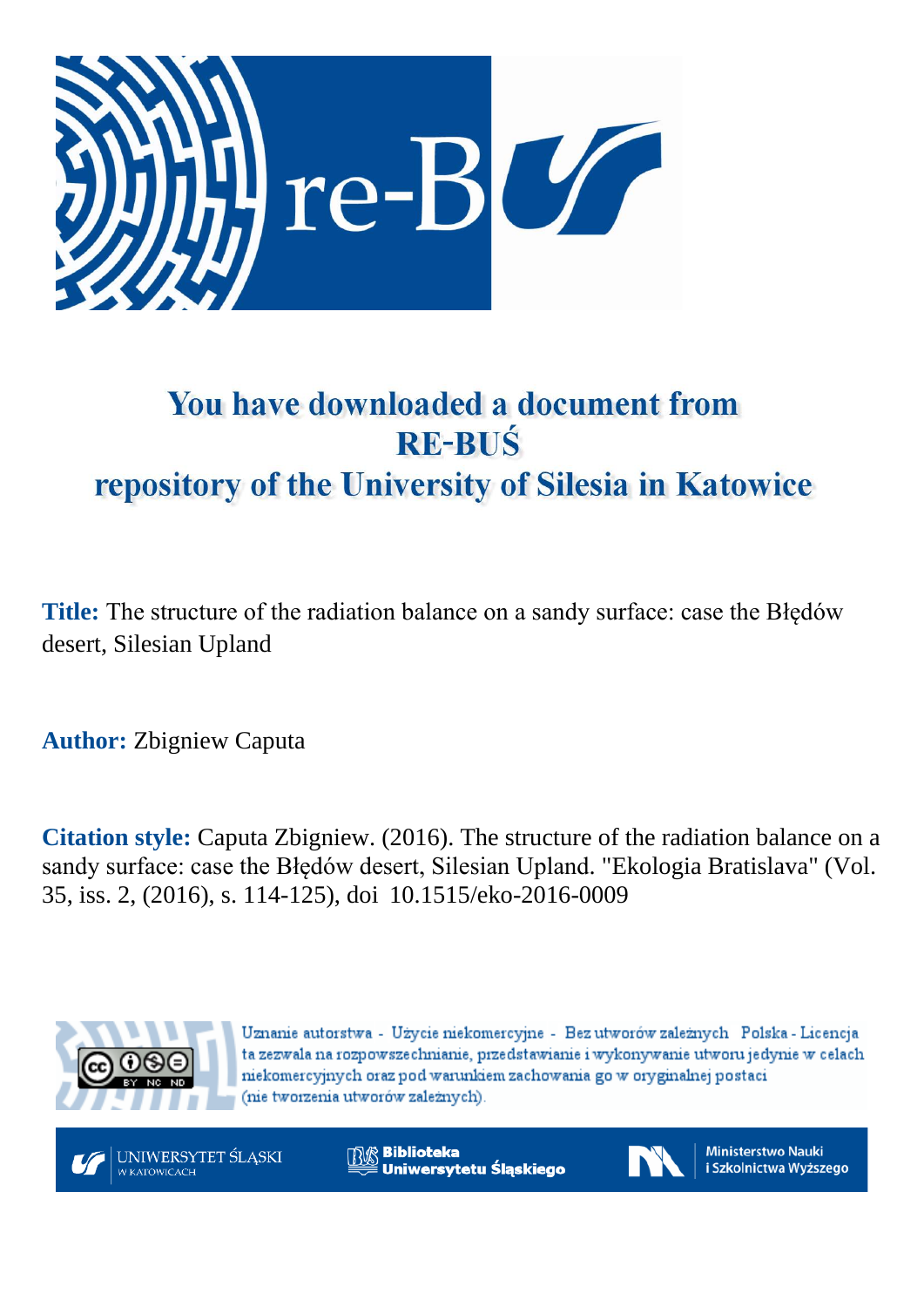# You have downloaded a document from RE-BUŚ repository of the University of Silesia in Katowice

**Title:** The structure of the radiation balance on a sandy surface: case the Błędów desert, Silesian Upland

**Author:** Zbigniew Caputa

**Citation style:** Caputa Zbigniew. (2016). The structure of the radiation balance on a sandy surface: case the Błędów desert, Silesian Upland. "Ekologia Bratislava" (Vol. 35, iss. 2, (2016), s. 114-125), doi 10.1515/eko-2016-0009

Uznanie autorstwa - Użycie niekomercyjne - Bez utworów zależnych Polska - Licencja ta zezwala na rozpowszechnianie, przedstawianie i wykonywanie utworu jedynie w celach niekomercyjnych oraz pod warunkiem zachowania go w oryginalnej postaci (nie tworzenia utworów zależnych).

UNIWERSYTET ŚLĄSKI W KATOWICACH

Biblioteka Uniwersytetu Śląskiego

Ministerstwo Nauki i Szkolnictwa Wyższego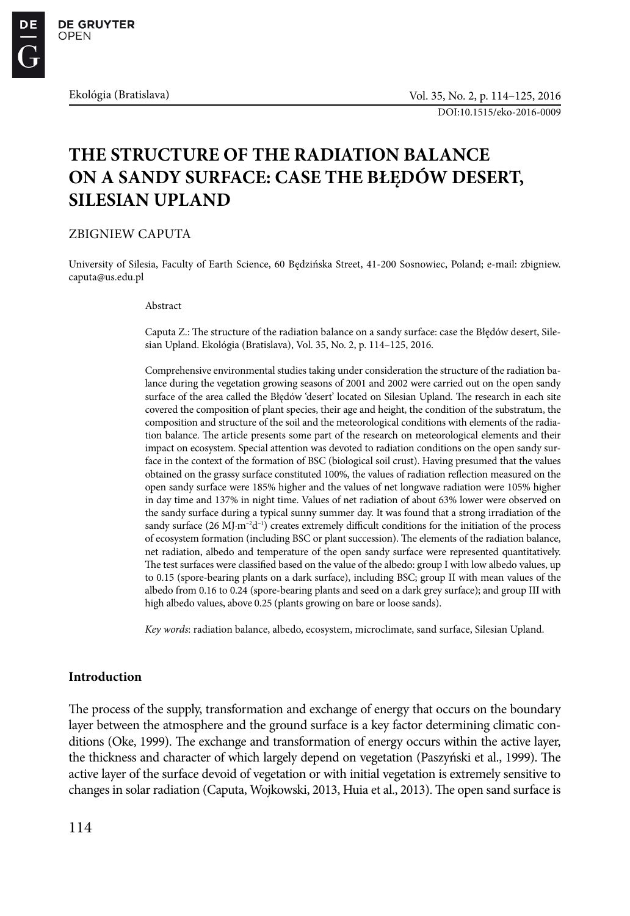# THE STRUCTURE OF THE RADIATION BALANCE ON A SANDY SURFACE: CASE THE BŁĘDÓW DESERT, SILESIAN UPLAND

ZBIGNIEW CAPUTA

University of Silesia, Faculty of Earth Science, 60 Będzińska Street, 41-200 Sosnowiec, Poland; e-mail: zbigniew.caputa@us.edu.pl

Abstract

Caputa Z.: The structure of the radiation balance on a sandy surface: case the Błędów desert, Silesian Upland. Ekológia (Bratislava), Vol. 35, No. 2, p. 114–125, 2016.

Comprehensive environmental studies taking under consideration the structure of the radiation balance during the vegetation growing seasons of 2001 and 2002 were carried out on the open sandy surface of the area called the Błędów 'desert' located on Silesian Upland. The research in each site covered the composition of plant species, their age and height, the condition of the substratum, the composition and structure of the soil and the meteorological conditions with elements of the radiation balance. The article presents some part of the research on meteorological elements and their impact on ecosystem. Special attention was devoted to radiation conditions on the open sandy surface in the context of the formation of BSC (biological soil crust). Having presumed that the values obtained on the grassy surface constituted 100%, the values of radiation reflection measured on the open sandy surface were 185% higher and the values of net longwave radiation were 105% higher in day time and 137% in night time. Values of net radiation of about 63% lower were observed on the sandy surface during a typical sunny summer day. It was found that a strong irradiation of the sandy surface (26 $MJ \cdot m^{-2}d^{-1}$) creates extremely difficult conditions for the initiation of the process of ecosystem formation (including BSC or plant succession). The elements of the radiation balance, net radiation, albedo and temperature of the open sandy surface were represented quantitatively. The test surfaces were classified based on the value of the albedo: group I with low albedo values, up to 0.15 (spore-bearing plants on a dark surface), including BSC; group II with mean values of the albedo from 0.16 to 0.24 (spore-bearing plants and seed on a dark grey surface); and group III with high albedo values, above 0.25 (plants growing on bare or loose sands).

*Key words*: radiation balance, albedo, ecosystem, microclimate, sand surface, Silesian Upland.

## Introduction

The process of the supply, transformation and exchange of energy that occurs on the boundary layer between the atmosphere and the ground surface is a key factor determining climatic conditions (Oke, 1999). The exchange and transformation of energy occurs within the active layer, the thickness and character of which largely depend on vegetation (Paszyński et al., 1999). The active layer of the surface devoid of vegetation or with initial vegetation is extremely sensitive to changes in solar radiation (Caputa, Wojkowski, 2013, Huia et al., 2013). The open sand surface is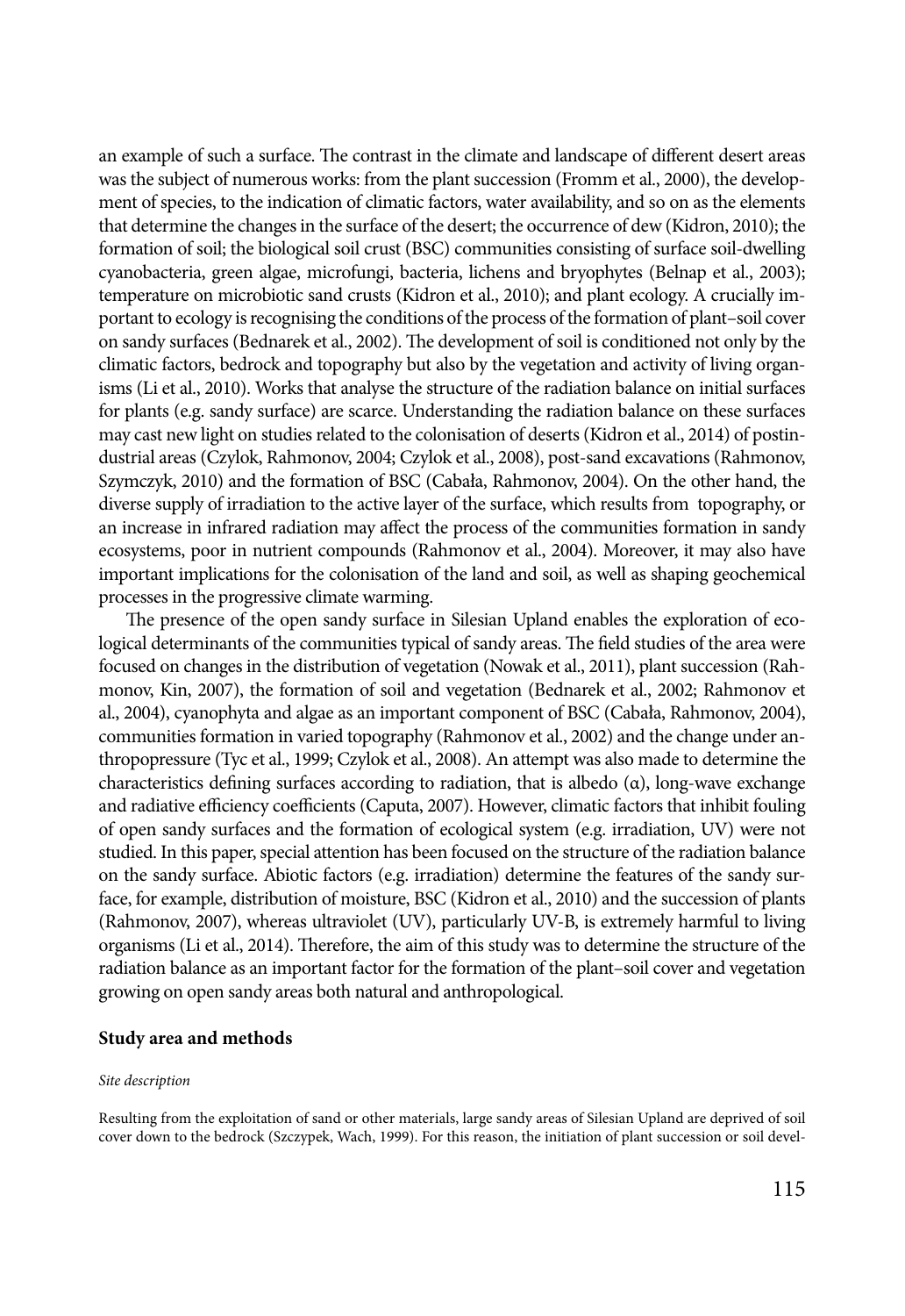an example of such a surface. The contrast in the climate and landscape of different desert areas was the subject of numerous works: from the plant succession (Fromm et al., 2000), the development of species, to the indication of climatic factors, water availability, and so on as the elements that determine the changes in the surface of the desert; the occurrence of dew (Kidron, 2010); the formation of soil; the biological soil crust (BSC) communities consisting of surface soil-dwelling cyanobacteria, green algae, microfungi, bacteria, lichens and bryophytes (Belnap et al., 2003); temperature on microbiotic sand crusts (Kidron et al., 2010); and plant ecology. A crucially important to ecology is recognising the conditions of the process of the formation of plant–soil cover on sandy surfaces (Bednarek et al., 2002). The development of soil is conditioned not only by the climatic factors, bedrock and topography but also by the vegetation and activity of living organisms (Li et al., 2010). Works that analyse the structure of the radiation balance on initial surfaces for plants (e.g. sandy surface) are scarce. Understanding the radiation balance on these surfaces may cast new light on studies related to the colonisation of deserts (Kidron et al., 2014) of postindustrial areas (Czylok, Rahmonov, 2004; Czylok et al., 2008), post-sand excavations (Rahmonov, Szymczyk, 2010) and the formation of BSC (Cabała, Rahmonov, 2004). On the other hand, the diverse supply of irradiation to the active layer of the surface, which results from topography, or an increase in infrared radiation may affect the process of the communities formation in sandy ecosystems, poor in nutrient compounds (Rahmonov et al., 2004). Moreover, it may also have important implications for the colonisation of the land and soil, as well as shaping geochemical processes in the progressive climate warming.

The presence of the open sandy surface in Silesian Upland enables the exploration of ecological determinants of the communities typical of sandy areas. The field studies of the area were focused on changes in the distribution of vegetation (Nowak et al., 2011), plant succession (Rahmonov, Kin, 2007), the formation of soil and vegetation (Bednarek et al., 2002; Rahmonov et al., 2004), cyanophyta and algae as an important component of BSC (Cabała, Rahmonov, 2004), communities formation in varied topography (Rahmonov et al., 2002) and the change under anthropopressure (Tyc et al., 1999; Czylok et al., 2008). An attempt was also made to determine the characteristics defining surfaces according to radiation, that is albedo ($\alpha$), long-wave exchange and radiative efficiency coefficients (Caputa, 2007). However, climatic factors that inhibit fouling of open sandy surfaces and the formation of ecological system (e.g. irradiation, UV) were not studied. In this paper, special attention has been focused on the structure of the radiation balance on the sandy surface. Abiotic factors (e.g. irradiation) determine the features of the sandy surface, for example, distribution of moisture, BSC (Kidron et al., 2010) and the succession of plants (Rahmonov, 2007), whereas ultraviolet (UV), particularly UV-B, is extremely harmful to living organisms (Li et al., 2014). Therefore, the aim of this study was to determine the structure of the radiation balance as an important factor for the formation of the plant–soil cover and vegetation growing on open sandy areas both natural and anthropological.

## Study area and methods

### *Site description*

Resulting from the exploitation of sand or other materials, large sandy areas of Silesian Upland are deprived of soil cover down to the bedrock (Szczypek, Wach, 1999). For this reason, the initiation of plant succession or soil devel-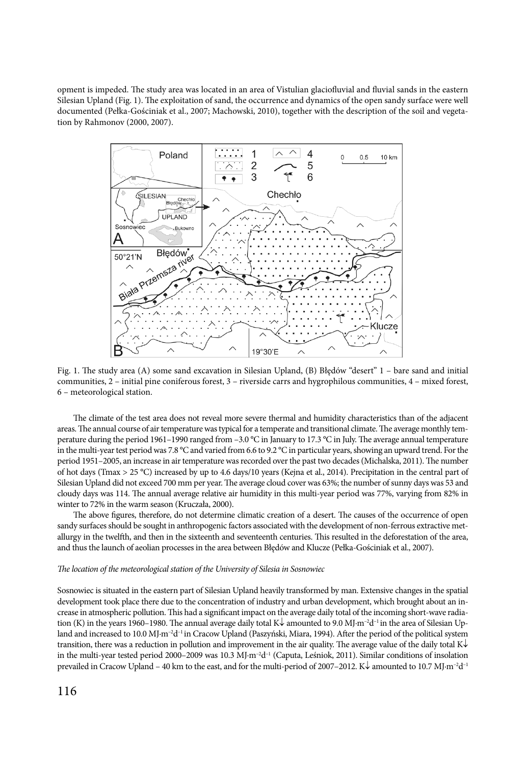opment is impeded. The study area was located in an area of Vistulian glaciofluvial and fluvial sands in the eastern Silesian Upland (Fig. 1). The exploitation of sand, the occurrence and dynamics of the open sandy surface were well documented (Pełka-Gościniak et al., 2007; Machowski, 2010), together with the description of the soil and vegetation by Rahmonov (2000, 2007).

Fig. 1. The study area (A) some sand excavation in Silesian Upland, (B) Błędów "desert" 1 – bare sand and initial communities, 2 – initial pine coniferous forest, 3 – riverside carrs and hygrophilous communities, 4 – mixed forest, 6 – meteorological station.

The climate of the test area does not reveal more severe thermal and humidity characteristics than of the adjacent areas. The annual course of air temperature was typical for a temperate and transitional climate. The average monthly temperature during the period 1961–1990 ranged from –3.0 °C in January to 17.3 °C in July. The average annual temperature in the multi-year test period was 7.8 °C and varied from 6.6 to 9.2 °C in particular years, showing an upward trend. For the period 1951–2005, an increase in air temperature was recorded over the past two decades (Michalska, 2011). The number of hot days (Tmax > 25 °C) increased by up to 4.6 days/10 years (Kejna et al., 2014). Precipitation in the central part of Silesian Upland did not exceed 700 mm per year. The average cloud cover was 63%; the number of sunny days was 53 and cloudy days was 114. The annual average relative air humidity in this multi-year period was 77%, varying from 82% in winter to 72% in the warm season (Kruczała, 2000).

The above figures, therefore, do not determine climatic creation of a desert. The causes of the occurrence of open sandy surfaces should be sought in anthropogenic factors associated with the development of non-ferrous extractive metallurgy in the twelfth, and then in the sixteenth and seventeenth centuries. This resulted in the deforestation of the area, and thus the launch of aeolian processes in the area between Błędów and Klucze (Pełka-Gościniak et al., 2007).

*The location of the meteorological station of the University of Silesia in Sosnowiec*

Sosnowiec is situated in the eastern part of Silesian Upland heavily transformed by man. Extensive changes in the spatial development took place there due to the concentration of industry and urban development, which brought about an increase in atmospheric pollution. This had a significant impact on the average daily total of the incoming short-wave radiation (K) in the years 1960–1980. The annual average daily total K↓ amounted to 9.0 $MJ \cdot m^{-2}d^{-1}$ in the area of Silesian Upland and increased to 10.0 $MJ \cdot m^{-2}d^{-1}$ in Cracow Upland (Paszyński, Miara, 1994). After the period of the political system transition, there was a reduction in pollution and improvement in the air quality. The average value of the daily total K↓ in the multi-year tested period 2000–2009 was 10.3 $MJ \cdot m^{-2}d^{-1}$ (Caputa, Leśniok, 2011). Similar conditions of insolation prevailed in Cracow Upland – 40 km to the east, and for the multi-period of 2007–2012. K↓ amounted to 10.7 $MJ \cdot m^{-2}d^{-1}$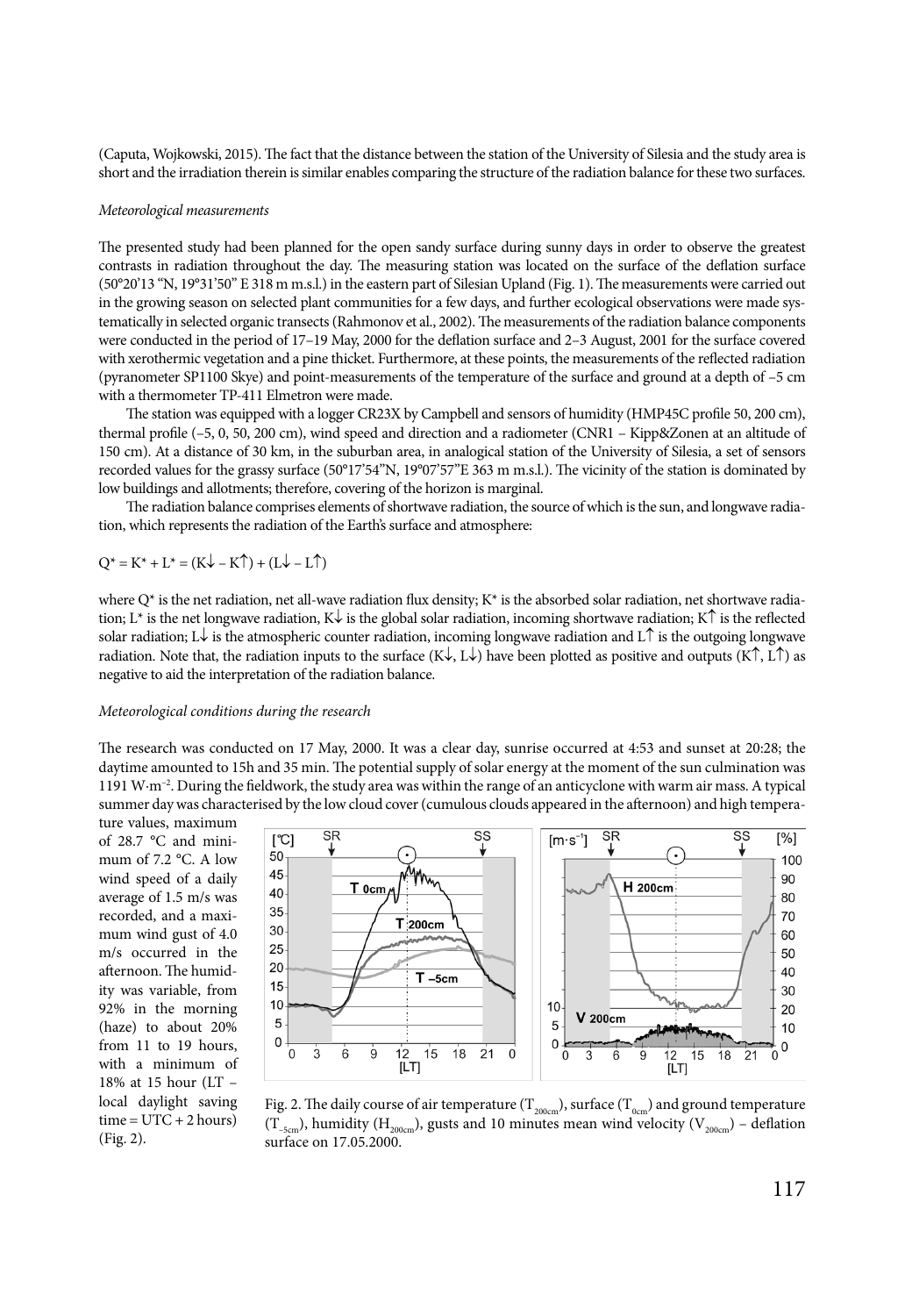(Caputa, Wojkowski, 2015). The fact that the distance between the station of the University of Silesia and the study area is short and the irradiation therein is similar enables comparing the structure of the radiation balance for these two surfaces.

*Meteorological measurements*

The presented study had been planned for the open sandy surface during sunny days in order to observe the greatest contrasts in radiation throughout the day. The measuring station was located on the surface of the deflation surface (50°20'13 "N, 19°31'50" E 318 m m.s.l.) in the eastern part of Silesian Upland (Fig. 1). The measurements were carried out in the growing season on selected plant communities for a few days, and further ecological observations were made systematically in selected organic transects (Rahmonov et al., 2002). The measurements of the radiation balance components were conducted in the period of 17–19 May, 2000 for the deflation surface and 2–3 August, 2001 for the surface covered with xerothermic vegetation and a pine thicket. Furthermore, at these points, the measurements of the reflected radiation (pyranometer SP1100 Skye) and point-measurements of the temperature of the surface and ground at a depth of –5 cm with a thermometer TP-411 Elmetron were made.

The station was equipped with a logger CR23X by Campbell and sensors of humidity (HMP45C profile 50, 200 cm), thermal profile (–5, 0, 50, 200 cm), wind speed and direction and a radiometer (CNR1 – Kipp&Zonen at an altitude of 150 cm). At a distance of 30 km, in the suburban area, in analogical station of the University of Silesia, a set of sensors recorded values for the grassy surface (50°17'54"N, 19°07'57"E 363 m m.s.l.). The vicinity of the station is dominated by low buildings and allotments; therefore, covering of the horizon is marginal.

The radiation balance comprises elements of shortwave radiation, the source of which is the sun, and longwave radiation, which represents the radiation of the Earth's surface and atmosphere:

$$Q^* = K^* + L^* = (K\downarrow - K\uparrow) + (L\downarrow - L\uparrow)$$

where $Q^*$ is the net radiation, net all-wave radiation flux density; $K^*$ is the absorbed solar radiation, net shortwave radiation; $L^*$ is the net longwave radiation, $K\downarrow$ is the global solar radiation, incoming shortwave radiation; $K\uparrow$ is the reflected solar radiation; $L\downarrow$ is the atmospheric counter radiation, incoming longwave radiation and $L\uparrow$ is the outgoing longwave radiation. Note that, the radiation inputs to the surface ($K\downarrow$, $L\downarrow$) have been plotted as positive and outputs ($K\uparrow$, $L\uparrow$) as negative to aid the interpretation of the radiation balance.

*Meteorological conditions during the research*

The research was conducted on 17 May, 2000. It was a clear day, sunrise occurred at 4:53 and sunset at 20:28; the daytime amounted to 15h and 35 min. The potential supply of solar energy at the moment of the sun culmination was 1191 $W \cdot m^{-2}$. During the fieldwork, the study area was within the range of an anticyclone with warm air mass. A typical summer day was characterised by the low cloud cover (cumulous clouds appeared in the afternoon) and high temperature values, maximum of 28.7 °C and minimum of 7.2 °C. A low wind speed of a daily average of 1.5 m/s was recorded, and a maximum wind gust of 4.0 m/s occurred in the afternoon. The humidity was variable, from 92% in the morning (haze) to about 20% from 11 to 19 hours, with a minimum of 18% at 15 hour (LT – local daylight saving time = UTC + 2 hours) (Fig. 2).

Fig. 2. The daily course of air temperature ($T_{200cm}$), surface ($T_{0cm}$) and ground temperature ($T_{-5cm}$), humidity ($H_{200cm}$), gusts and 10 minutes mean wind velocity ($V_{200cm}$) – deflation surface on 17.05.2000.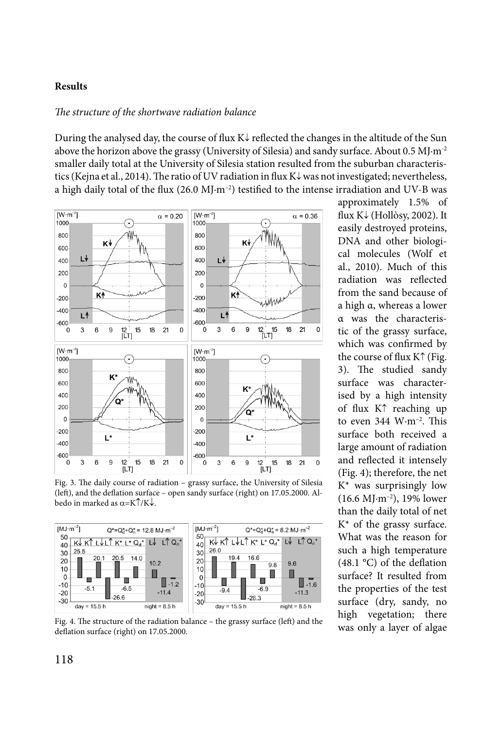## Results

*The structure of the shortwave radiation balance*

During the analysed day, the course of flux K↓ reflected the changes in the altitude of the Sun above the horizon above the grassy (University of Silesia) and sandy surface. About 0.5 MJ·m$^{-2}$ smaller daily total at the University of Silesia station resulted from the suburban characteristics (Kejna et al., 2014). The ratio of UV radiation in flux K↓ was not investigated; nevertheless, a high daily total of the flux (26.0 MJ·m$^{-2}$) testified to the intense irradiation and UV-B was approximately 1.5% of flux K↓ (Hollòsy, 2002). It easily destroyed proteins, DNA and other biological molecules (Wolf et al., 2010). Much of this radiation was reflected from the sand because of a high α, whereas a lower α was the characteristic of the grassy surface, which was confirmed by the course of flux K↑ (Fig. 3). The studied sandy surface was characterised by a high intensity of flux K↑ reaching up to even 344 W·m$^{-2}$. This surface both received a large amount of radiation and reflected it intensely (Fig. 4); therefore, the net K* was surprisingly low (16.6 MJ·m$^{-2}$), 19% lower than the daily total of net K* of the grassy surface. What was the reason for such a high temperature (48.1 °C) of the deflation surface? It resulted from the properties of the test surface (dry, sandy, no high vegetation; there was only a layer of algae

Fig. 3. The daily course of radiation – grassy surface, the University of Silesia (left), and the deflation surface – open sandy surface (right) on 17.05.2000. Albedo in marked as α=K↑/K↓.

Fig. 4. The structure of the radiation balance – the grassy surface (left) and the deflation surface (right) on 17.05.2000.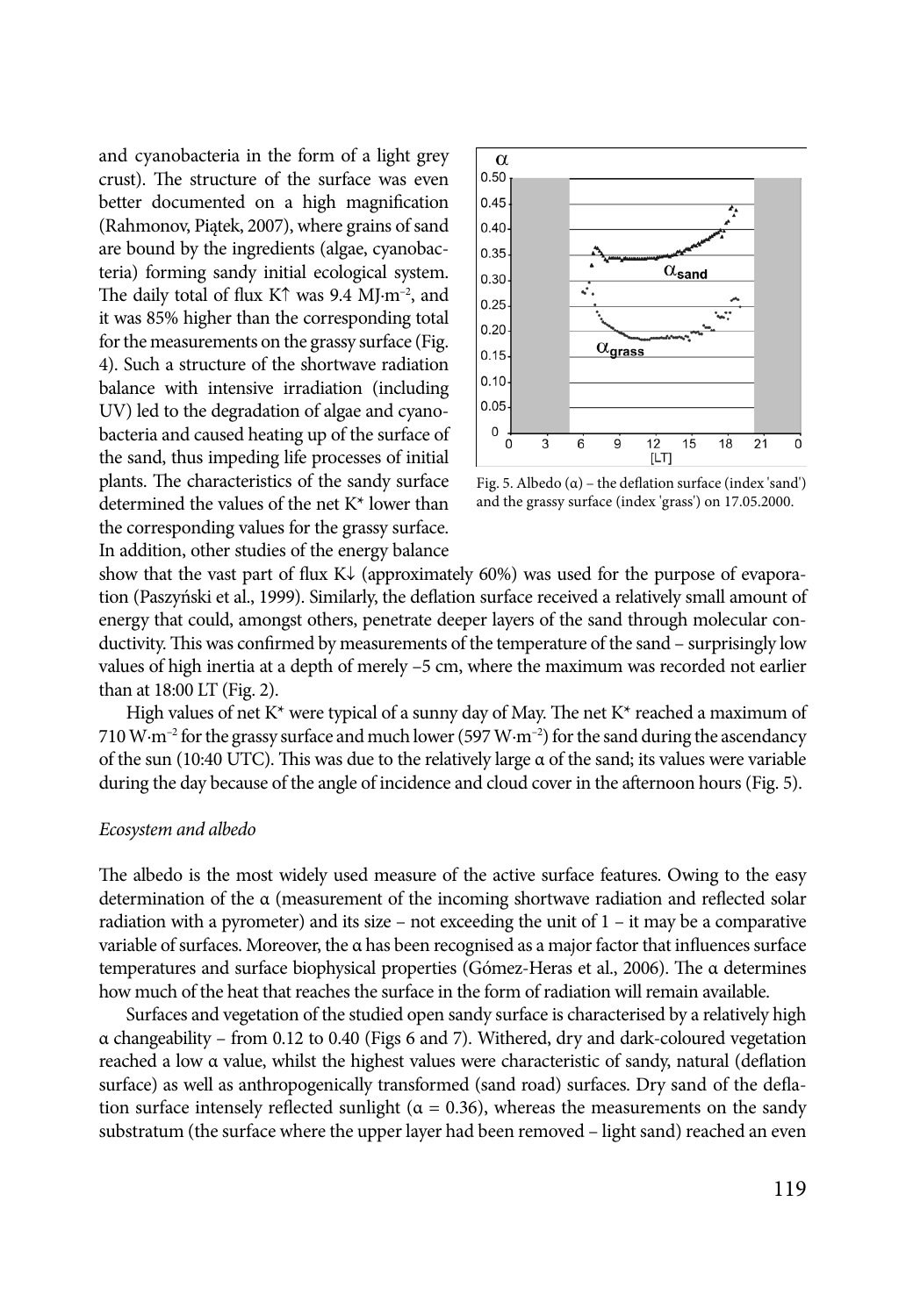and cyanobacteria in the form of a light grey crust). The structure of the surface was even better documented on a high magnification (Rahmonov, Piątek, 2007), where grains of sand are bound by the ingredients (algae, cyanobacteria) forming sandy initial ecological system. The daily total of flux K↑ was 9.4 MJ·m$^{-2}$, and it was 85% higher than the corresponding total for the measurements on the grassy surface (Fig. 4). Such a structure of the shortwave radiation balance with intensive irradiation (including UV) led to the degradation of algae and cyanobacteria and caused heating up of the surface of the sand, thus impeding life processes of initial plants. The characteristics of the sandy surface determined the values of the net K* lower than the corresponding values for the grassy surface. In addition, other studies of the energy balance show that the vast part of flux K↓ (approximately 60%) was used for the purpose of evaporation (Paszyński et al., 1999). Similarly, the deflation surface received a relatively small amount of energy that could, amongst others, penetrate deeper layers of the sand through molecular conductivity. This was confirmed by measurements of the temperature of the sand – surprisingly low values of high inertia at a depth of merely –5 cm, where the maximum was recorded not earlier than at 18:00 LT (Fig. 2).

Fig. 5. Albedo (α) – the deflation surface (index 'sand') and the grassy surface (index 'grass') on 17.05.2000.

High values of net K* were typical of a sunny day of May. The net K* reached a maximum of 710 W·m$^{-2}$ for the grassy surface and much lower (597 W·m$^{-2}$) for the sand during the ascendancy of the sun (10:40 UTC). This was due to the relatively large α of the sand; its values were variable during the day because of the angle of incidence and cloud cover in the afternoon hours (Fig. 5).

*Ecosystem and albedo*

The albedo is the most widely used measure of the active surface features. Owing to the easy determination of the α (measurement of the incoming shortwave radiation and reflected solar radiation with a pyrometer) and its size – not exceeding the unit of 1 – it may be a comparative variable of surfaces. Moreover, the α has been recognised as a major factor that influences surface temperatures and surface biophysical properties (Gómez-Heras et al., 2006). The α determines how much of the heat that reaches the surface in the form of radiation will remain available.

Surfaces and vegetation of the studied open sandy surface is characterised by a relatively high α changeability – from 0.12 to 0.40 (Figs 6 and 7). Withered, dry and dark-coloured vegetation reached a low α value, whilst the highest values were characteristic of sandy, natural (deflation surface) as well as anthropogenically transformed (sand road) surfaces. Dry sand of the deflation surface intensely reflected sunlight (α = 0.36), whereas the measurements on the sandy substratum (the surface where the upper layer had been removed – light sand) reached an even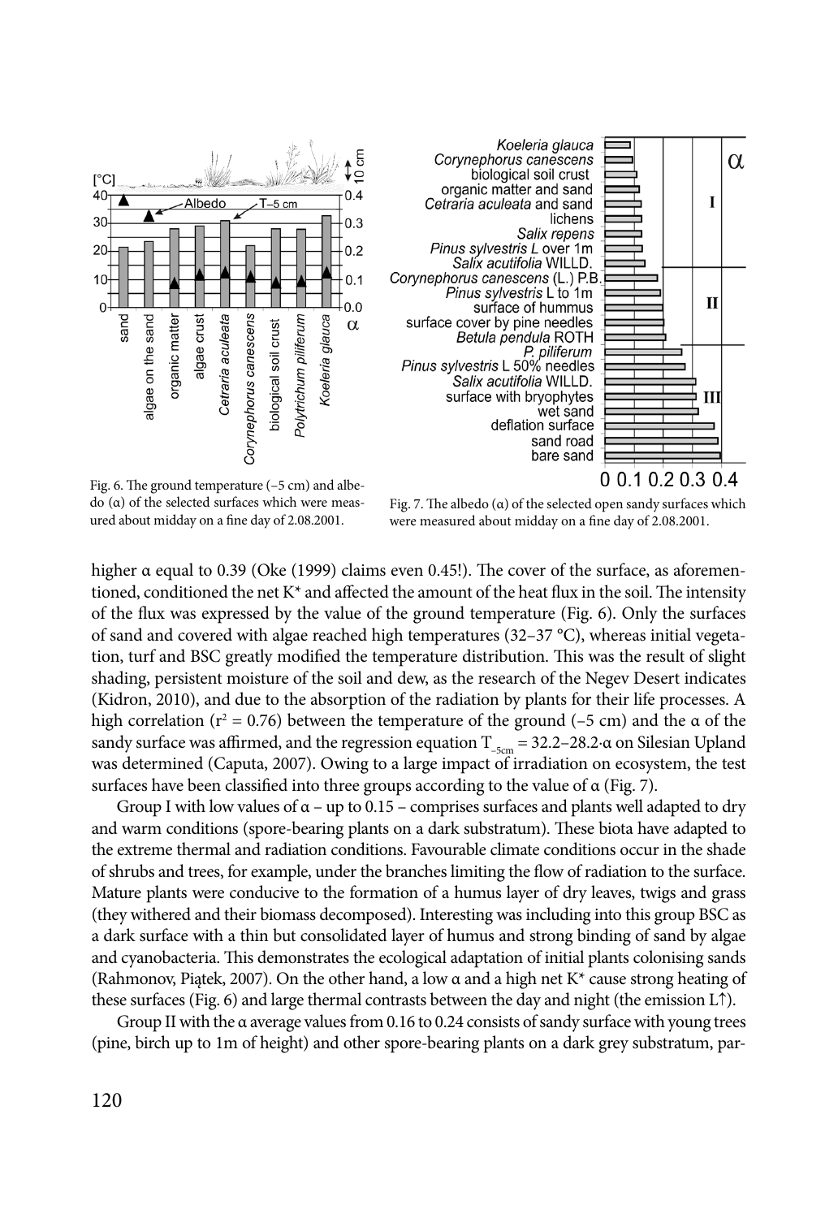Fig. 6. The ground temperature (–5 cm) and albedo (α) of the selected surfaces which were measured about midday on a fine day of 2.08.2001.

Fig. 7. The albedo (α) of the selected open sandy surfaces which were measured about midday on a fine day of 2.08.2001.

higher α equal to 0.39 (Oke (1999) claims even 0.45!). The cover of the surface, as aforementioned, conditioned the net K* and affected the amount of the heat flux in the soil. The intensity of the flux was expressed by the value of the ground temperature (Fig. 6). Only the surfaces of sand and covered with algae reached high temperatures (32–37 °C), whereas initial vegetation, turf and BSC greatly modified the temperature distribution. This was the result of slight shading, persistent moisture of the soil and dew, as the research of the Negev Desert indicates (Kidron, 2010), and due to the absorption of the radiation by plants for their life processes. A high correlation ($r^2 = 0.76$) between the temperature of the ground (–5 cm) and the α of the sandy surface was affirmed, and the regression equation $T_{-5cm} = 32.2–28.2·α$ on Silesian Upland was determined (Caputa, 2007). Owing to a large impact of irradiation on ecosystem, the test surfaces have been classified into three groups according to the value of α (Fig. 7).

Group I with low values of α – up to 0.15 – comprises surfaces and plants well adapted to dry and warm conditions (spore-bearing plants on a dark substratum). These biota have adapted to the extreme thermal and radiation conditions. Favourable climate conditions occur in the shade of shrubs and trees, for example, under the branches limiting the flow of radiation to the surface. Mature plants were conducive to the formation of a humus layer of dry leaves, twigs and grass (they withered and their biomass decomposed). Interesting was including into this group BSC as a dark surface with a thin but consolidated layer of humus and strong binding of sand by algae and cyanobacteria. This demonstrates the ecological adaptation of initial plants colonising sands (Rahmonov, Piątek, 2007). On the other hand, a low α and a high net K* cause strong heating of these surfaces (Fig. 6) and large thermal contrasts between the day and night (the emission L↑).

Group II with the α average values from 0.16 to 0.24 consists of sandy surface with young trees (pine, birch up to 1m of height) and other spore-bearing plants on a dark grey substratum, par-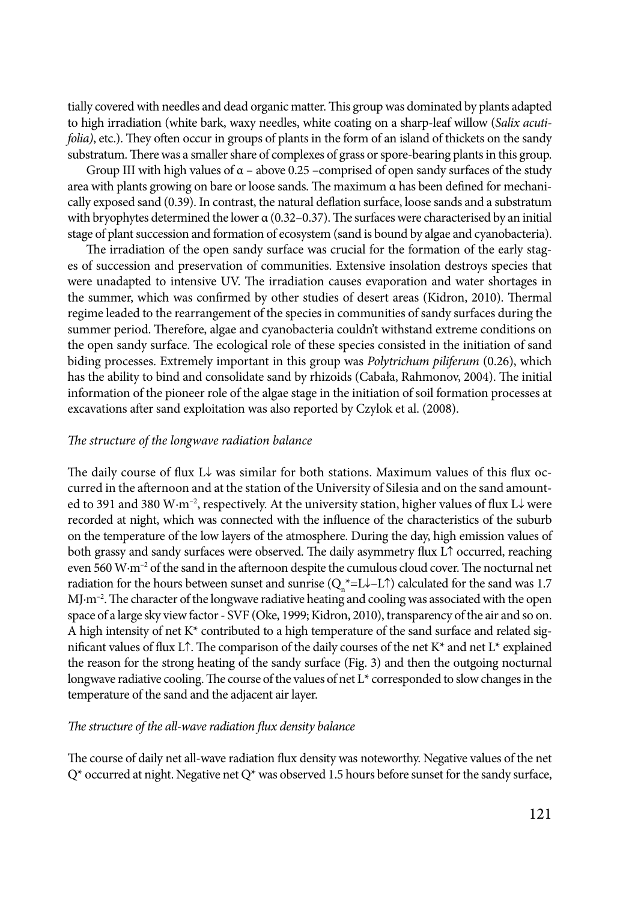tially covered with needles and dead organic matter. This group was dominated by plants adapted to high irradiation (white bark, waxy needles, white coating on a sharp-leaf willow (*Salix acutifolia)*, etc.). They often occur in groups of plants in the form of an island of thickets on the sandy substratum. There was a smaller share of complexes of grass or spore-bearing plants in this group.

Group III with high values of α – above 0.25 –comprised of open sandy surfaces of the study area with plants growing on bare or loose sands. The maximum α has been defined for mechanically exposed sand (0.39). In contrast, the natural deflation surface, loose sands and a substratum with bryophytes determined the lower α (0.32–0.37). The surfaces were characterised by an initial stage of plant succession and formation of ecosystem (sand is bound by algae and cyanobacteria).

The irradiation of the open sandy surface was crucial for the formation of the early stages of succession and preservation of communities. Extensive insolation destroys species that were unadapted to intensive UV. The irradiation causes evaporation and water shortages in the summer, which was confirmed by other studies of desert areas (Kidron, 2010). Thermal regime leaded to the rearrangement of the species in communities of sandy surfaces during the summer period. Therefore, algae and cyanobacteria couldn't withstand extreme conditions on the open sandy surface. The ecological role of these species consisted in the initiation of sand biding processes. Extremely important in this group was *Polytrichum piliferum* (0.26), which has the ability to bind and consolidate sand by rhizoids (Cabała, Rahmonov, 2004). The initial information of the pioneer role of the algae stage in the initiation of soil formation processes at excavations after sand exploitation was also reported by Czylok et al. (2008).

### *The structure of the longwave radiation balance*

The daily course of flux L↓ was similar for both stations. Maximum values of this flux occurred in the afternoon and at the station of the University of Silesia and on the sand amounted to 391 and 380 $W \cdot m^{-2}$, respectively. At the university station, higher values of flux L↓ were recorded at night, which was connected with the influence of the characteristics of the suburb on the temperature of the low layers of the atmosphere. During the day, high emission values of both grassy and sandy surfaces were observed. The daily asymmetry flux L↑ occurred, reaching even 560 $W \cdot m^{-2}$ of the sand in the afternoon despite the cumulous cloud cover. The nocturnal net radiation for the hours between sunset and sunrise ($Q_n^*$=L↓–L↑) calculated for the sand was 1.7 $MJ \cdot m^{-2}$. The character of the longwave radiative heating and cooling was associated with the open space of a large sky view factor - SVF (Oke, 1999; Kidron, 2010), transparency of the air and so on. A high intensity of net K* contributed to a high temperature of the sand surface and related significant values of flux L↑. The comparison of the daily courses of the net K* and net L* explained the reason for the strong heating of the sandy surface (Fig. 3) and then the outgoing nocturnal longwave radiative cooling. The course of the values of net L* corresponded to slow changes in the temperature of the sand and the adjacent air layer.

### *The structure of the all-wave radiation flux density balance*

The course of daily net all-wave radiation flux density was noteworthy. Negative values of the net Q* occurred at night. Negative net Q* was observed 1.5 hours before sunset for the sandy surface,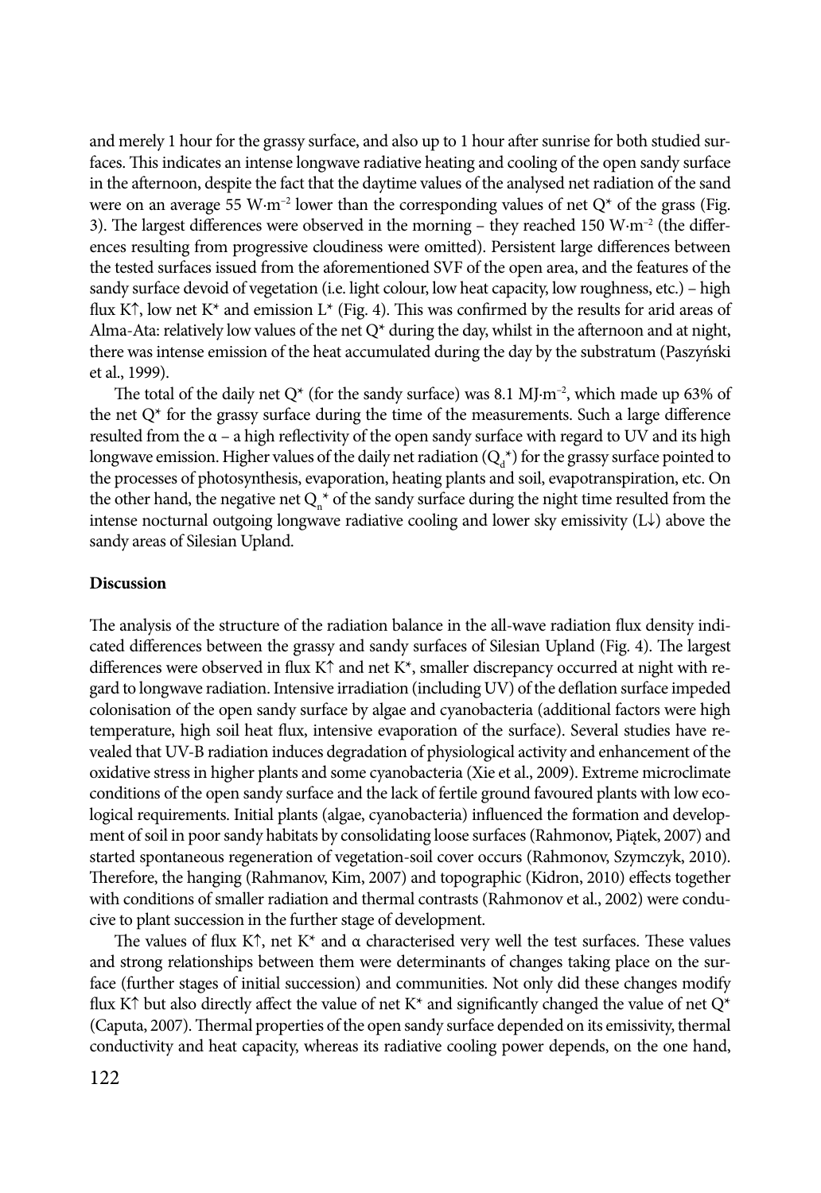and merely 1 hour for the grassy surface, and also up to 1 hour after sunrise for both studied surfaces. This indicates an intense longwave radiative heating and cooling of the open sandy surface in the afternoon, despite the fact that the daytime values of the analysed net radiation of the sand were on an average 55 $W \cdot m^{-2}$ lower than the corresponding values of net $Q^*$ of the grass (Fig. 3). The largest differences were observed in the morning – they reached 150 $W \cdot m^{-2}$ (the differences resulting from progressive cloudiness were omitted). Persistent large differences between the tested surfaces issued from the aforementioned SVF of the open area, and the features of the sandy surface devoid of vegetation (i.e. light colour, low heat capacity, low roughness, etc.) – high flux K↑, low net $K^*$ and emission $L^*$ (Fig. 4). This was confirmed by the results for arid areas of Alma-Ata: relatively low values of the net $Q^*$ during the day, whilst in the afternoon and at night, there was intense emission of the heat accumulated during the day by the substratum (Paszyński et al., 1999).

The total of the daily net $Q^*$ (for the sandy surface) was 8.1 $MJ \cdot m^{-2}$, which made up 63% of the net $Q^*$ for the grassy surface during the time of the measurements. Such a large difference resulted from the α – a high reflectivity of the open sandy surface with regard to UV and its high longwave emission. Higher values of the daily net radiation ($Q_d^*$) for the grassy surface pointed to the processes of photosynthesis, evaporation, heating plants and soil, evapotranspiration, etc. On the other hand, the negative net $Q_n^*$ of the sandy surface during the night time resulted from the intense nocturnal outgoing longwave radiative cooling and lower sky emissivity (L↓) above the sandy areas of Silesian Upland.

**Discussion**

The analysis of the structure of the radiation balance in the all-wave radiation flux density indicated differences between the grassy and sandy surfaces of Silesian Upland (Fig. 4). The largest differences were observed in flux K↑ and net $K^*$, smaller discrepancy occurred at night with regard to longwave radiation. Intensive irradiation (including UV) of the deflation surface impeded colonisation of the open sandy surface by algae and cyanobacteria (additional factors were high temperature, high soil heat flux, intensive evaporation of the surface). Several studies have revealed that UV-B radiation induces degradation of physiological activity and enhancement of the oxidative stress in higher plants and some cyanobacteria (Xie et al., 2009). Extreme microclimate conditions of the open sandy surface and the lack of fertile ground favoured plants with low ecological requirements. Initial plants (algae, cyanobacteria) influenced the formation and development of soil in poor sandy habitats by consolidating loose surfaces (Rahmonov, Piątek, 2007) and started spontaneous regeneration of vegetation-soil cover occurs (Rahmonov, Szymczyk, 2010). Therefore, the hanging (Rahmanov, Kim, 2007) and topographic (Kidron, 2010) effects together with conditions of smaller radiation and thermal contrasts (Rahmonov et al., 2002) were conducive to plant succession in the further stage of development.

The values of flux K↑, net $K^*$ and α characterised very well the test surfaces. These values and strong relationships between them were determinants of changes taking place on the surface (further stages of initial succession) and communities. Not only did these changes modify flux K↑ but also directly affect the value of net $K^*$ and significantly changed the value of net $Q^*$ (Caputa, 2007). Thermal properties of the open sandy surface depended on its emissivity, thermal conductivity and heat capacity, whereas its radiative cooling power depends, on the one hand,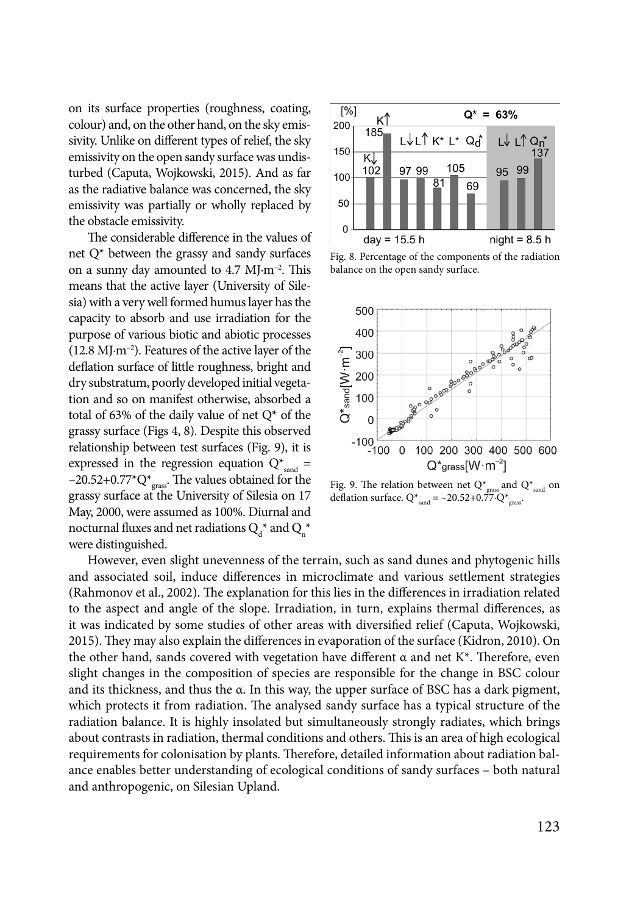on its surface properties (roughness, coating, colour) and, on the other hand, on the sky emissivity. Unlike on different types of relief, the sky emissivity on the open sandy surface was undisturbed (Caputa, Wojkowski, 2015). And as far as the radiative balance was concerned, the sky emissivity was partially or wholly replaced by the obstacle emissivity.

The considerable difference in the values of net Q* between the grassy and sandy surfaces on a sunny day amounted to 4.7 MJ·m$^{-2}$. This means that the active layer (University of Silesia) with a very well formed humus layer has the capacity to absorb and use irradiation for the purpose of various biotic and abiotic processes (12.8 MJ·m$^{-2}$). Features of the active layer of the deflation surface of little roughness, bright and dry substratum, poorly developed initial vegetation and so on manifest otherwise, absorbed a total of 63% of the daily value of net Q* of the grassy surface (Figs 4, 8). Despite this observed relationship between test surfaces (Fig. 9), it is expressed in the regression equation $Q^*_{sand} = -20.52+0.77^*Q^*_{grass}$. The values obtained for the grassy surface at the University of Silesia on 17 May, 2000, were assumed as 100%. Diurnal and nocturnal fluxes and net radiations $Q_d^*$ and $Q_n^*$ were distinguished.

Fig. 8. Percentage of the components of the radiation balance on the open sandy surface.

Fig. 9. The relation between net $Q^*_{grass}$ and $Q^*_{sand}$ on deflation surface. $Q^*_{sand} = -20.52+0.77 \cdot Q^*_{grass}$.

However, even slight unevenness of the terrain, such as sand dunes and phytogenic hills and associated soil, induce differences in microclimate and various settlement strategies (Rahmonov et al., 2002). The explanation for this lies in the differences in irradiation related to the aspect and angle of the slope. Irradiation, in turn, explains thermal differences, as it was indicated by some studies of other areas with diversified relief (Caputa, Wojkowski, 2015). They may also explain the differences in evaporation of the surface (Kidron, 2010). On the other hand, sands covered with vegetation have different α and net K*. Therefore, even slight changes in the composition of species are responsible for the change in BSC colour and its thickness, and thus the α. In this way, the upper surface of BSC has a dark pigment, which protects it from radiation. The analysed sandy surface has a typical structure of the radiation balance. It is highly insolated but simultaneously strongly radiates, which brings about contrasts in radiation, thermal conditions and others. This is an area of high ecological requirements for colonisation by plants. Therefore, detailed information about radiation balance enables better understanding of ecological conditions of sandy surfaces – both natural and anthropogenic, on Silesian Upland.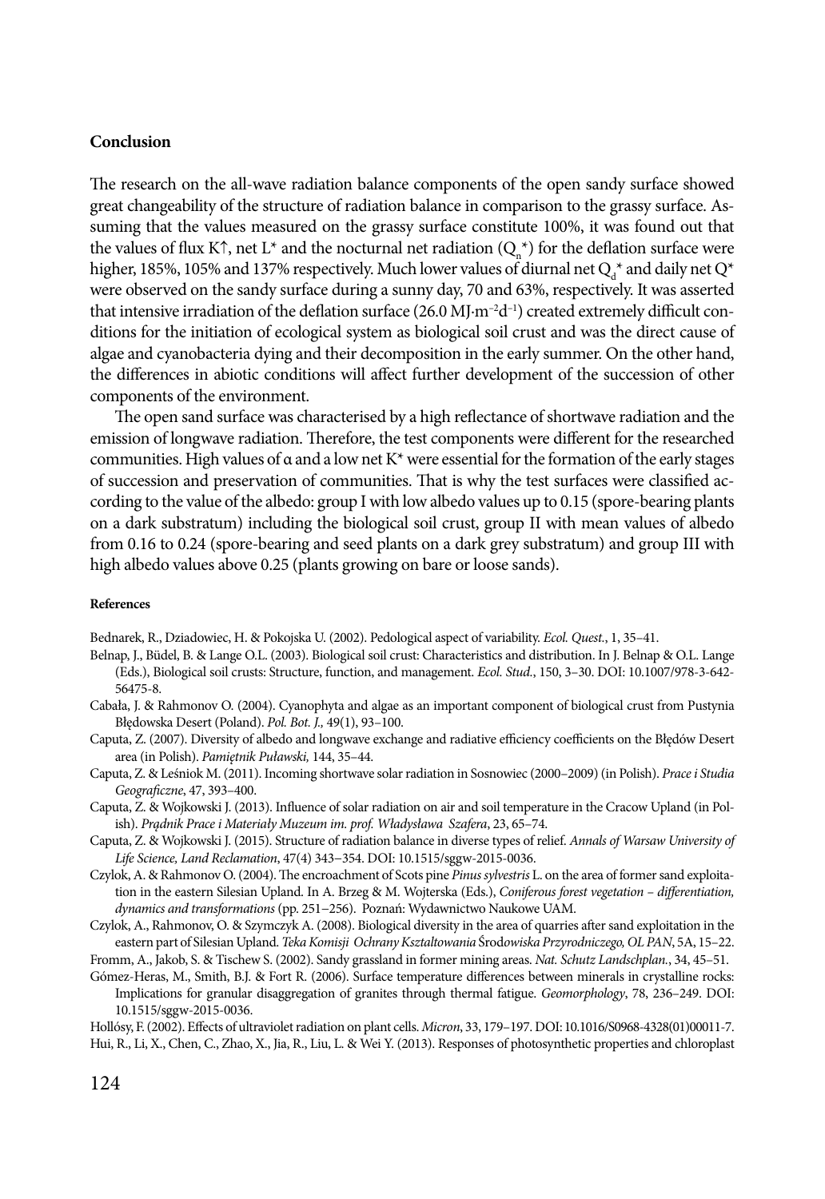## Conclusion

The research on the all-wave radiation balance components of the open sandy surface showed great changeability of the structure of radiation balance in comparison to the grassy surface. Assuming that the values measured on the grassy surface constitute 100%, it was found out that the values of flux K↑, net L* and the nocturnal net radiation ($Q_n^*$) for the deflation surface were higher, 185%, 105% and 137% respectively. Much lower values of diurnal net $Q_d^*$ and daily net Q* were observed on the sandy surface during a sunny day, 70 and 63%, respectively. It was asserted that intensive irradiation of the deflation surface (26.0 MJ·m$^{-2}$d$^{-1}$) created extremely difficult conditions for the initiation of ecological system as biological soil crust and was the direct cause of algae and cyanobacteria dying and their decomposition in the early summer. On the other hand, the differences in abiotic conditions will affect further development of the succession of other components of the environment.

The open sand surface was characterised by a high reflectance of shortwave radiation and the emission of longwave radiation. Therefore, the test components were different for the researched communities. High values of α and a low net K* were essential for the formation of the early stages of succession and preservation of communities. That is why the test surfaces were classified according to the value of the albedo: group I with low albedo values up to 0.15 (spore-bearing plants on a dark substratum) including the biological soil crust, group II with mean values of albedo from 0.16 to 0.24 (spore-bearing and seed plants on a dark grey substratum) and group III with high albedo values above 0.25 (plants growing on bare or loose sands).

#### References

Bednarek, R., Dziadowiec, H. & Pokojska U. (2002). Pedological aspect of variability. *Ecol. Quest.*, 1, 35–41.

Belnap, J., Büdel, B. & Lange O.L. (2003). Biological soil crust: Characteristics and distribution. In J. Belnap & O.L. Lange (Eds.), Biological soil crusts: Structure, function, and management. *Ecol. Stud.*, 150, 3–30. DOI: 10.1007/978-3-642-56475-8.

Cabała, J. & Rahmonov O. (2004). Cyanophyta and algae as an important component of biological crust from Pustynia Błędowska Desert (Poland). *Pol. Bot. J.,* 49(1), 93–100.

Caputa, Z. (2007). Diversity of albedo and longwave exchange and radiative efficiency coefficients on the Błędów Desert area (in Polish). *Pamiętnik Puławski,* 144, 35–44.

Caputa, Z. & Leśniok M. (2011). Incoming shortwave solar radiation in Sosnowiec (2000–2009) (in Polish). *Prace i Studia Geograficzne*, 47, 393–400.

Caputa, Z. & Wojkowski J. (2013). Influence of solar radiation on air and soil temperature in the Cracow Upland (in Polish). *Prądnik Prace i Materiały Muzeum im. prof. Władysława Szafera*, 23, 65–74.

Caputa, Z. & Wojkowski J. (2015). Structure of radiation balance in diverse types of relief. *Annals of Warsaw University of Life Science, Land Reclamation*, 47(4) 343–354. DOI: 10.1515/sggw-2015-0036.

Czylok, A. & Rahmonov O. (2004). The encroachment of Scots pine *Pinus sylvestris* L. on the area of former sand exploitation in the eastern Silesian Upland. In A. Brzeg & M. Wojterska (Eds.), *Coniferous forest vegetation – differentiation, dynamics and transformations* (pp. 251–256). Poznań: Wydawnictwo Naukowe UAM.

Czylok, A., Rahmonov, O. & Szymczyk A. (2008). Biological diversity in the area of quarries after sand exploitation in the eastern part of Silesian Upland. *Teka Komisji Ochrony Kształtowania* Środ*owiska Przyrodniczego, OL PAN*, 5A, 15–22.

Fromm, A., Jakob, S. & Tischew S. (2002). Sandy grassland in former mining areas. *Nat. Schutz Landschplan.*, 34, 45–51.

Gómez-Heras, M., Smith, B.J. & Fort R. (2006). Surface temperature differences between minerals in crystalline rocks: Implications for granular disaggregation of granites through thermal fatigue. *Geomorphology*, 78, 236–249. DOI: 10.1515/sggw-2015-0036.

Hollósy, F. (2002). Effects of ultraviolet radiation on plant cells. *Micron*, 33, 179–197. DOI: 10.1016/S0968-4328(01)00011-7.

Hui, R., Li, X., Chen, C., Zhao, X., Jia, R., Liu, L. & Wei Y. (2013). Responses of photosynthetic properties and chloroplast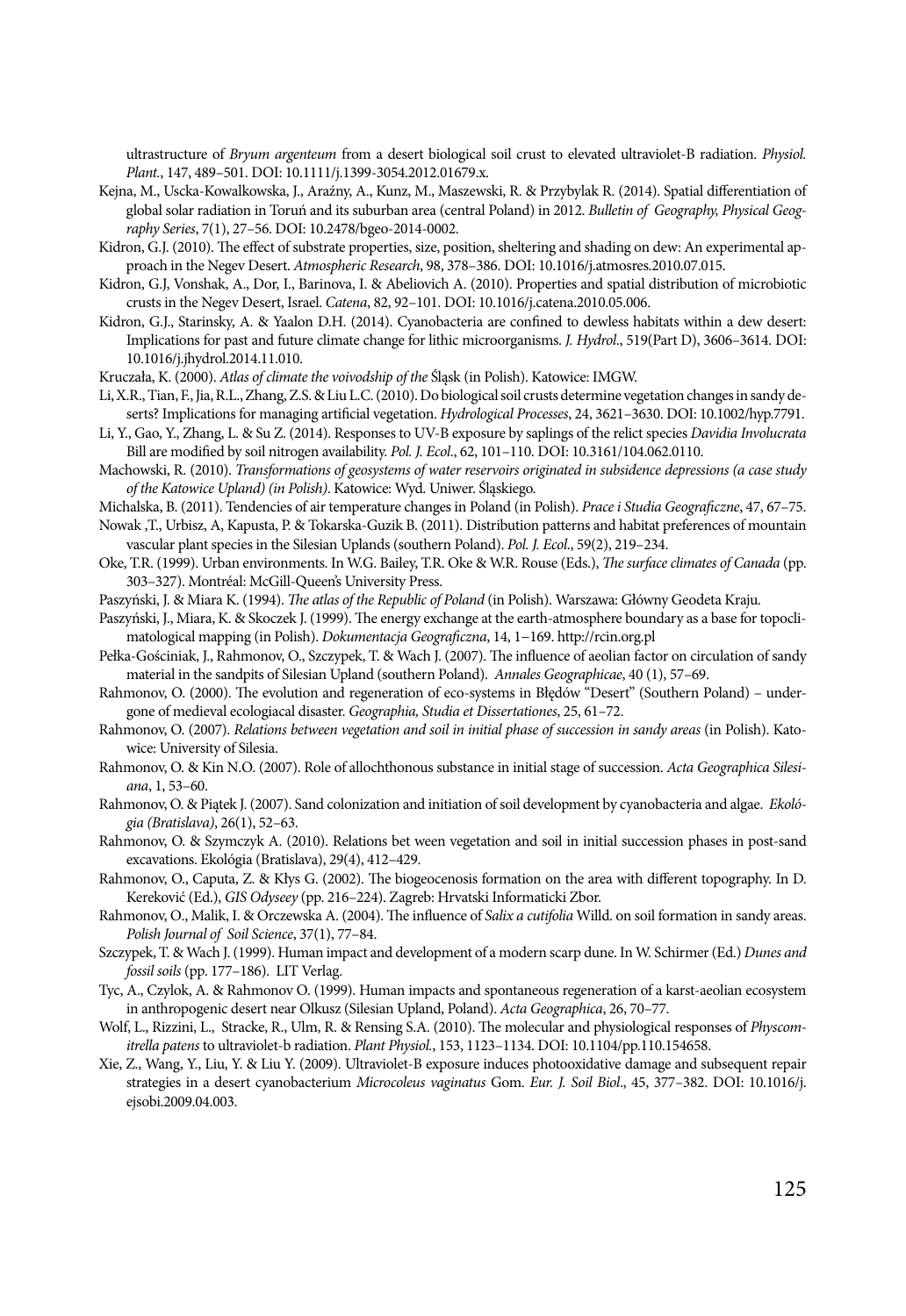ultrastructure of *Bryum argenteum* from a desert biological soil crust to elevated ultraviolet-B radiation. *Physiol. Plant.*, 147, 489–501. DOI: 10.1111/j.1399-3054.2012.01679.x.

Kejna, M., Uscka-Kowalkowska, J., Araźny, A., Kunz, M., Maszewski, R. & Przybylak R. (2014). Spatial differentiation of global solar radiation in Toruń and its suburban area (central Poland) in 2012. *Bulletin of Geography, Physical Geography Series*, 7(1), 27–56. DOI: 10.2478/bgeo-2014-0002.

Kidron, G.J. (2010). The effect of substrate properties, size, position, sheltering and shading on dew: An experimental approach in the Negev Desert. *Atmospheric Research*, 98, 378–386. DOI: 10.1016/j.atmosres.2010.07.015.

Kidron, G.J, Vonshak, A., Dor, I., Barinova, I. & Abeliovich A. (2010). Properties and spatial distribution of microbiotic crusts in the Negev Desert, Israel. *Catena*, 82, 92–101. DOI: 10.1016/j.catena.2010.05.006.

Kidron, G.J., Starinsky, A. & Yaalon D.H. (2014). Cyanobacteria are confined to dewless habitats within a dew desert: Implications for past and future climate change for lithic microorganisms. *J. Hydrol.*, 519(Part D), 3606–3614. DOI: 10.1016/j.jhydrol.2014.11.010.

Kruczała, K. (2000). *Atlas of climate the voivodship of the* Śląsk (in Polish). Katowice: IMGW.

Li, X.R., Tian, F., Jia, R.L., Zhang, Z.S. & Liu L.C. (2010). Do biological soil crusts determine vegetation changes in sandy deserts? Implications for managing artificial vegetation. *Hydrological Processes*, 24, 3621–3630. DOI: 10.1002/hyp.7791.

Li, Y., Gao, Y., Zhang, L. & Su Z. (2014). Responses to UV-B exposure by saplings of the relict species *Davidia Involucrata* Bill are modified by soil nitrogen availability. *Pol. J. Ecol.*, 62, 101–110. DOI: 10.3161/104.062.0110.

Machowski, R. (2010). *Transformations of geosystems of water reservoirs originated in subsidence depressions (a case study of the Katowice Upland) (in Polish)*. Katowice: Wyd. Uniwer. Śląskiego.

Michalska, B. (2011). Tendencies of air temperature changes in Poland (in Polish). *Prace i Studia Geograficzne*, 47, 67–75.

Nowak ,T., Urbisz, A, Kapusta, P. & Tokarska-Guzik B. (2011). Distribution patterns and habitat preferences of mountain vascular plant species in the Silesian Uplands (southern Poland). *Pol. J. Ecol.*, 59(2), 219–234.

Oke, T.R. (1999). Urban environments. In W.G. Bailey, T.R. Oke & W.R. Rouse (Eds.), *The surface climates of Canada* (pp. 303–327). Montréal: McGill-Queen's University Press.

Paszyński, J. & Miara K. (1994). *The atlas of the Republic of Poland* (in Polish). Warszawa: Główny Geodeta Kraju.

Paszyński, J., Miara, K. & Skoczek J. (1999). The energy exchange at the earth-atmosphere boundary as a base for topoclimatological mapping (in Polish). *Dokumentacja Geograficzna*, 14, 1−169. http://rcin.org.pl

Pełka-Gościniak, J., Rahmonov, O., Szczypek, T. & Wach J. (2007). The influence of aeolian factor on circulation of sandy material in the sandpits of Silesian Upland (southern Poland). *Annales Geographicae*, 40 (1), 57–69.

Rahmonov, O. (2000). The evolution and regeneration of eco-systems in Błędów "Desert" (Southern Poland) – undergone of medieval ecologiacal disaster. *Geographia, Studia et Dissertationes*, 25, 61–72.

Rahmonov, O. (2007). *Relations between vegetation and soil in initial phase of succession in sandy areas* (in Polish). Katowice: University of Silesia.

Rahmonov, O. & Kin N.O. (2007). Role of allochthonous substance in initial stage of succession. *Acta Geographica Silesiana*, 1, 53–60.

Rahmonov, O. & Piątek J. (2007). Sand colonization and initiation of soil development by cyanobacteria and algae. *Ekológia (Bratislava)*, 26(1), 52–63.

Rahmonov, O. & Szymczyk A. (2010). Relations bet ween vegetation and soil in initial succession phases in post-sand excavations. Ekológia (Bratislava), 29(4), 412–429.

Rahmonov, O., Caputa, Z. & Kłys G. (2002). The biogeocenosis formation on the area with different topography. In D. Kereković (Ed.), *GIS Odyseey* (pp. 216–224). Zagreb: Hrvatski Informaticki Zbor.

Rahmonov, O., Malik, I. & Orczewska A. (2004). The influence of *Salix a cutifolia* Willd. on soil formation in sandy areas. *Polish Journal of Soil Science*, 37(1), 77–84.

Szczypek, T. & Wach J. (1999). Human impact and development of a modern scarp dune. In W. Schirmer (Ed.) *Dunes and fossil soils* (pp. 177–186). LIT Verlag.

Tyc, A., Czylok, A. & Rahmonov O. (1999). Human impacts and spontaneous regeneration of a karst-aeolian ecosystem in anthropogenic desert near Olkusz (Silesian Upland, Poland). *Acta Geographica*, 26, 70–77.

Wolf, L., Rizzini, L., Stracke, R., Ulm, R. & Rensing S.A. (2010). The molecular and physiological responses of *Physcomitrella patens* to ultraviolet-b radiation. *Plant Physiol.*, 153, 1123–1134. DOI: 10.1104/pp.110.154658.

Xie, Z., Wang, Y., Liu, Y. & Liu Y. (2009). Ultraviolet-B exposure induces photooxidative damage and subsequent repair strategies in a desert cyanobacterium *Microcoleus vaginatus* Gom. *Eur. J. Soil Biol.*, 45, 377–382. DOI: 10.1016/j.ejsobi.2009.04.003.